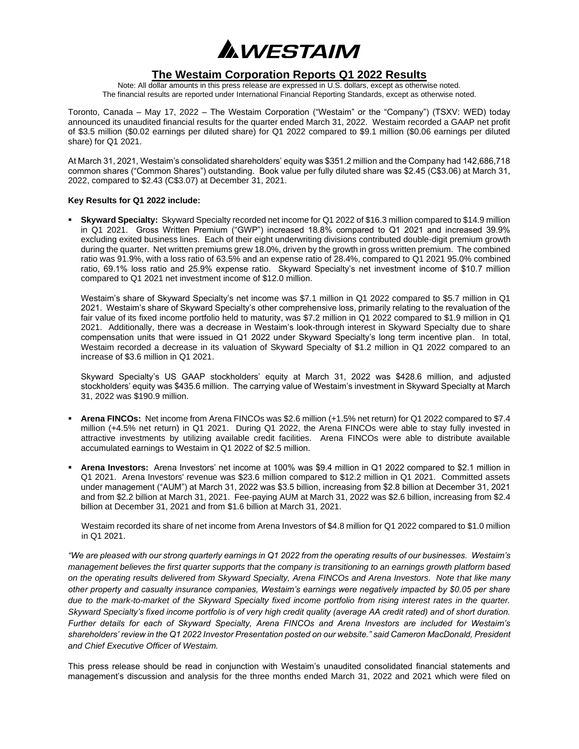# WESTAIM

## The Westaim Corporation Reports Q1 2022 Results

Note: All dollar amounts in this press release are expressed in U.S. dollars, except as otherwise noted.
The financial results are reported under International Financial Reporting Standards, except as otherwise noted.

Toronto, Canada – May 17, 2022 – The Westaim Corporation ("Westaim" or the "Company") (TSXV: WED) today announced its unaudited financial results for the quarter ended March 31, 2022. Westaim recorded a GAAP net profit of $3.5 million ($0.02 earnings per diluted share) for Q1 2022 compared to $9.1 million ($0.06 earnings per diluted share) for Q1 2021.

At March 31, 2021, Westaim's consolidated shareholders' equity was $351.2 million and the Company had 142,686,718 common shares ("Common Shares") outstanding. Book value per fully diluted share was $2.45 (C$3.06) at March 31, 2022, compared to $2.43 (C$3.07) at December 31, 2021.

**Key Results for Q1 2022 include:**

- **Skyward Specialty:** Skyward Specialty recorded net income for Q1 2022 of $16.3 million compared to $14.9 million in Q1 2021. Gross Written Premium ("GWP") increased 18.8% compared to Q1 2021 and increased 39.9% excluding exited business lines. Each of their eight underwriting divisions contributed double-digit premium growth during the quarter. Net written premiums grew 18.0%, driven by the growth in gross written premium. The combined ratio was 91.9%, with a loss ratio of 63.5% and an expense ratio of 28.4%, compared to Q1 2021 95.0% combined ratio, 69.1% loss ratio and 25.9% expense ratio. Skyward Specialty's net investment income of $10.7 million compared to Q1 2021 net investment income of $12.0 million.

  Westaim's share of Skyward Specialty's net income was $7.1 million in Q1 2022 compared to $5.7 million in Q1 2021. Westaim's share of Skyward Specialty's other comprehensive loss, primarily relating to the revaluation of the fair value of its fixed income portfolio held to maturity, was $7.2 million in Q1 2022 compared to $1.9 million in Q1 2021. Additionally, there was a decrease in Westaim's look-through interest in Skyward Specialty due to share compensation units that were issued in Q1 2022 under Skyward Specialty's long term incentive plan. In total, Westaim recorded a decrease in its valuation of Skyward Specialty of $1.2 million in Q1 2022 compared to an increase of $3.6 million in Q1 2021.

  Skyward Specialty's US GAAP stockholders' equity at March 31, 2022 was $428.6 million, and adjusted stockholders' equity was $435.6 million. The carrying value of Westaim's investment in Skyward Specialty at March 31, 2022 was $190.9 million.

- **Arena FINCOs:** Net income from Arena FINCOs was $2.6 million (+1.5% net return) for Q1 2022 compared to $7.4 million (+4.5% net return) in Q1 2021. During Q1 2022, the Arena FINCOs were able to stay fully invested in attractive investments by utilizing available credit facilities. Arena FINCOs were able to distribute available accumulated earnings to Westaim in Q1 2022 of $2.5 million.

- **Arena Investors:** Arena Investors' net income at 100% was $9.4 million in Q1 2022 compared to $2.1 million in Q1 2021. Arena Investors' revenue was $23.6 million compared to $12.2 million in Q1 2021. Committed assets under management ("AUM") at March 31, 2022 was $3.5 billion, increasing from $2.8 billion at December 31, 2021 and from $2.2 billion at March 31, 2021. Fee-paying AUM at March 31, 2022 was $2.6 billion, increasing from $2.4 billion at December 31, 2021 and from $1.6 billion at March 31, 2021.

  Westaim recorded its share of net income from Arena Investors of $4.8 million for Q1 2022 compared to $1.0 million in Q1 2021.

*"We are pleased with our strong quarterly earnings in Q1 2022 from the operating results of our businesses. Westaim's management believes the first quarter supports that the company is transitioning to an earnings growth platform based on the operating results delivered from Skyward Specialty, Arena FINCOs and Arena Investors. Note that like many other property and casualty insurance companies, Westaim's earnings were negatively impacted by $0.05 per share due to the mark-to-market of the Skyward Specialty fixed income portfolio from rising interest rates in the quarter. Skyward Specialty's fixed income portfolio is of very high credit quality (average AA credit rated) and of short duration. Further details for each of Skyward Specialty, Arena FINCOs and Arena Investors are included for Westaim's shareholders' review in the Q1 2022 Investor Presentation posted on our website." said Cameron MacDonald, President and Chief Executive Officer of Westaim.*

This press release should be read in conjunction with Westaim's unaudited consolidated financial statements and management's discussion and analysis for the three months ended March 31, 2022 and 2021 which were filed on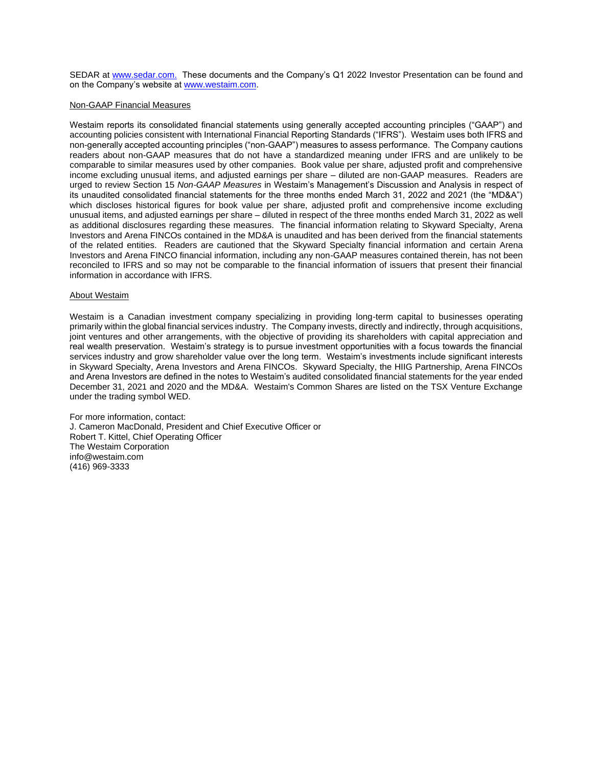SEDAR at [www.sedar.com.](www.sedar.com) These documents and the Company's Q1 2022 Investor Presentation can be found and on the Company's website at [www.westaim.com](www.westaim.com).

Non-GAAP Financial Measures

Westaim reports its consolidated financial statements using generally accepted accounting principles ("GAAP") and accounting policies consistent with International Financial Reporting Standards ("IFRS"). Westaim uses both IFRS and non-generally accepted accounting principles ("non-GAAP") measures to assess performance. The Company cautions readers about non-GAAP measures that do not have a standardized meaning under IFRS and are unlikely to be comparable to similar measures used by other companies. Book value per share, adjusted profit and comprehensive income excluding unusual items, and adjusted earnings per share – diluted are non-GAAP measures. Readers are urged to review Section 15 *Non-GAAP Measures* in Westaim's Management's Discussion and Analysis in respect of its unaudited consolidated financial statements for the three months ended March 31, 2022 and 2021 (the "MD&A") which discloses historical figures for book value per share, adjusted profit and comprehensive income excluding unusual items, and adjusted earnings per share – diluted in respect of the three months ended March 31, 2022 as well as additional disclosures regarding these measures. The financial information relating to Skyward Specialty, Arena Investors and Arena FINCOs contained in the MD&A is unaudited and has been derived from the financial statements of the related entities. Readers are cautioned that the Skyward Specialty financial information and certain Arena Investors and Arena FINCO financial information, including any non-GAAP measures contained therein, has not been reconciled to IFRS and so may not be comparable to the financial information of issuers that present their financial information in accordance with IFRS.

About Westaim

Westaim is a Canadian investment company specializing in providing long-term capital to businesses operating primarily within the global financial services industry. The Company invests, directly and indirectly, through acquisitions, joint ventures and other arrangements, with the objective of providing its shareholders with capital appreciation and real wealth preservation. Westaim's strategy is to pursue investment opportunities with a focus towards the financial services industry and grow shareholder value over the long term. Westaim's investments include significant interests in Skyward Specialty, Arena Investors and Arena FINCOs. Skyward Specialty, the HIIG Partnership, Arena FINCOs and Arena Investors are defined in the notes to Westaim's audited consolidated financial statements for the year ended December 31, 2021 and 2020 and the MD&A. Westaim's Common Shares are listed on the TSX Venture Exchange under the trading symbol WED.

For more information, contact:
J. Cameron MacDonald, President and Chief Executive Officer or
Robert T. Kittel, Chief Operating Officer
The Westaim Corporation
info@westaim.com
(416) 969-3333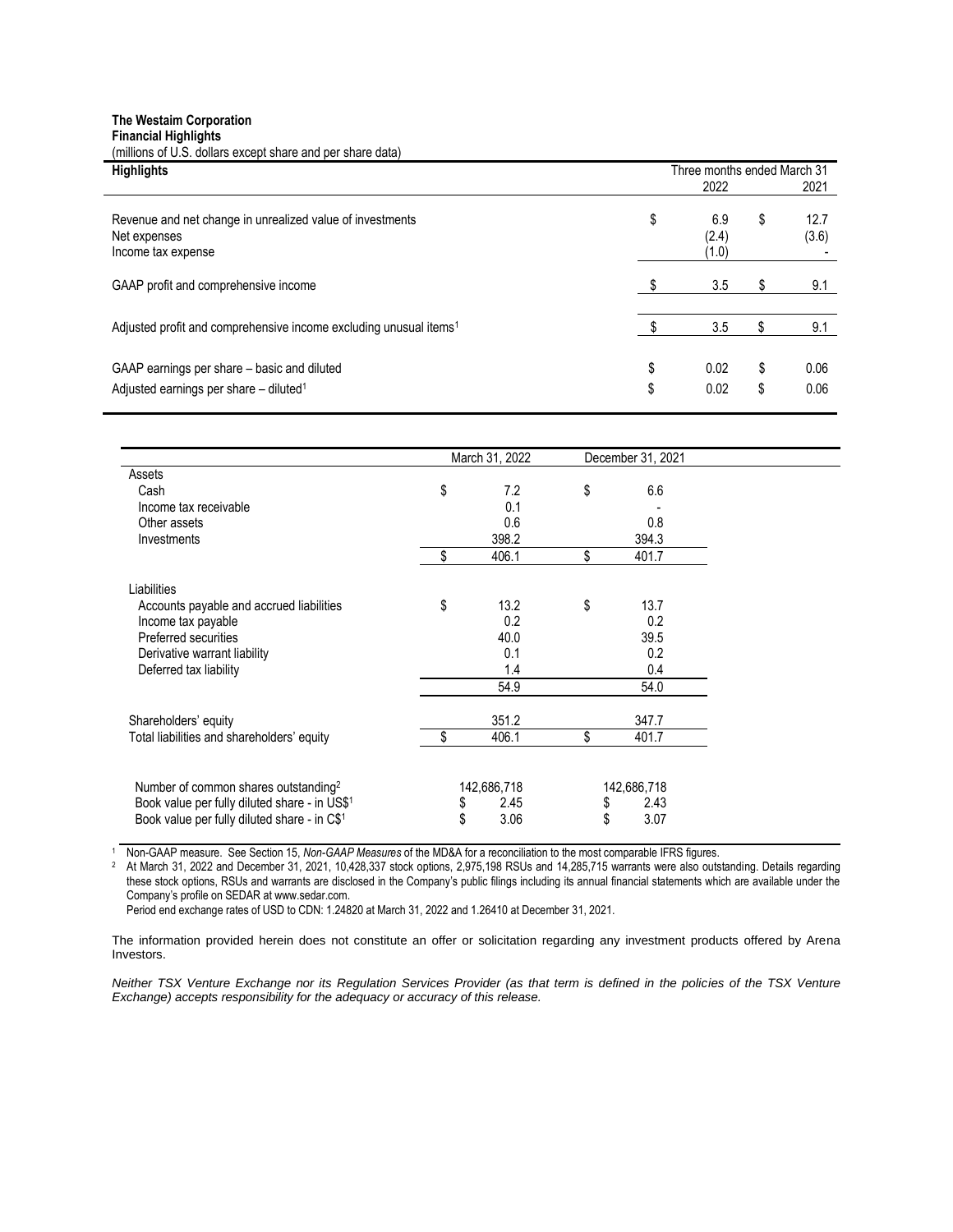**The Westaim Corporation**
**Financial Highlights**
(millions of U.S. dollars except share and per share data)

| Highlights | Three months ended March 31 2022 | 2021 |
|---|---|---|
| Revenue and net change in unrealized value of investments | $ 6.9 | $ 12.7 |
| Net expenses | (2.4) | (3.6) |
| Income tax expense | (1.0) | - |
| GAAP profit and comprehensive income | $ 3.5 | $ 9.1 |
| Adjusted profit and comprehensive income excluding unusual items[1] | $ 3.5 | $ 9.1 |
| GAAP earnings per share – basic and diluted | $ 0.02 | $ 0.06 |
| Adjusted earnings per share – diluted[1] | $ 0.02 | $ 0.06 |

| | March 31, 2022 | December 31, 2021 |
|---|---|---|
| Assets | | |
| Cash | $ 7.2 | $ 6.6 |
| Income tax receivable | 0.1 | - |
| Other assets | 0.6 | 0.8 |
| Investments | 398.2 | 394.3 |
| | $ 406.1 | $ 401.7 |
| Liabilities | | |
| Accounts payable and accrued liabilities | $ 13.2 | $ 13.7 |
| Income tax payable | 0.2 | 0.2 |
| Preferred securities | 40.0 | 39.5 |
| Derivative warrant liability | 0.1 | 0.2 |
| Deferred tax liability | 1.4 | 0.4 |
| | 54.9 | 54.0 |
| Shareholders' equity | 351.2 | 347.7 |
| Total liabilities and shareholders' equity | $ 406.1 | $ 401.7 |
| Number of common shares outstanding[2] | 142,686,718 | 142,686,718 |
| Book value per fully diluted share - in US$[1] | $ 2.45 | $ 2.43 |
| Book value per fully diluted share - in C$[1] | $ 3.06 | $ 3.07 |

[1] Non-GAAP measure. See Section 15, *Non-GAAP Measures* of the MD&A for a reconciliation to the most comparable IFRS figures.

[2] At March 31, 2022 and December 31, 2021, 10,428,337 stock options, 2,975,198 RSUs and 14,285,715 warrants were also outstanding. Details regarding these stock options, RSUs and warrants are disclosed in the Company's public filings including its annual financial statements which are available under the Company's profile on SEDAR at www.sedar.com.

Period end exchange rates of USD to CDN: 1.24820 at March 31, 2022 and 1.26410 at December 31, 2021.

The information provided herein does not constitute an offer or solicitation regarding any investment products offered by Arena Investors.

*Neither TSX Venture Exchange nor its Regulation Services Provider (as that term is defined in the policies of the TSX Venture Exchange) accepts responsibility for the adequacy or accuracy of this release.*